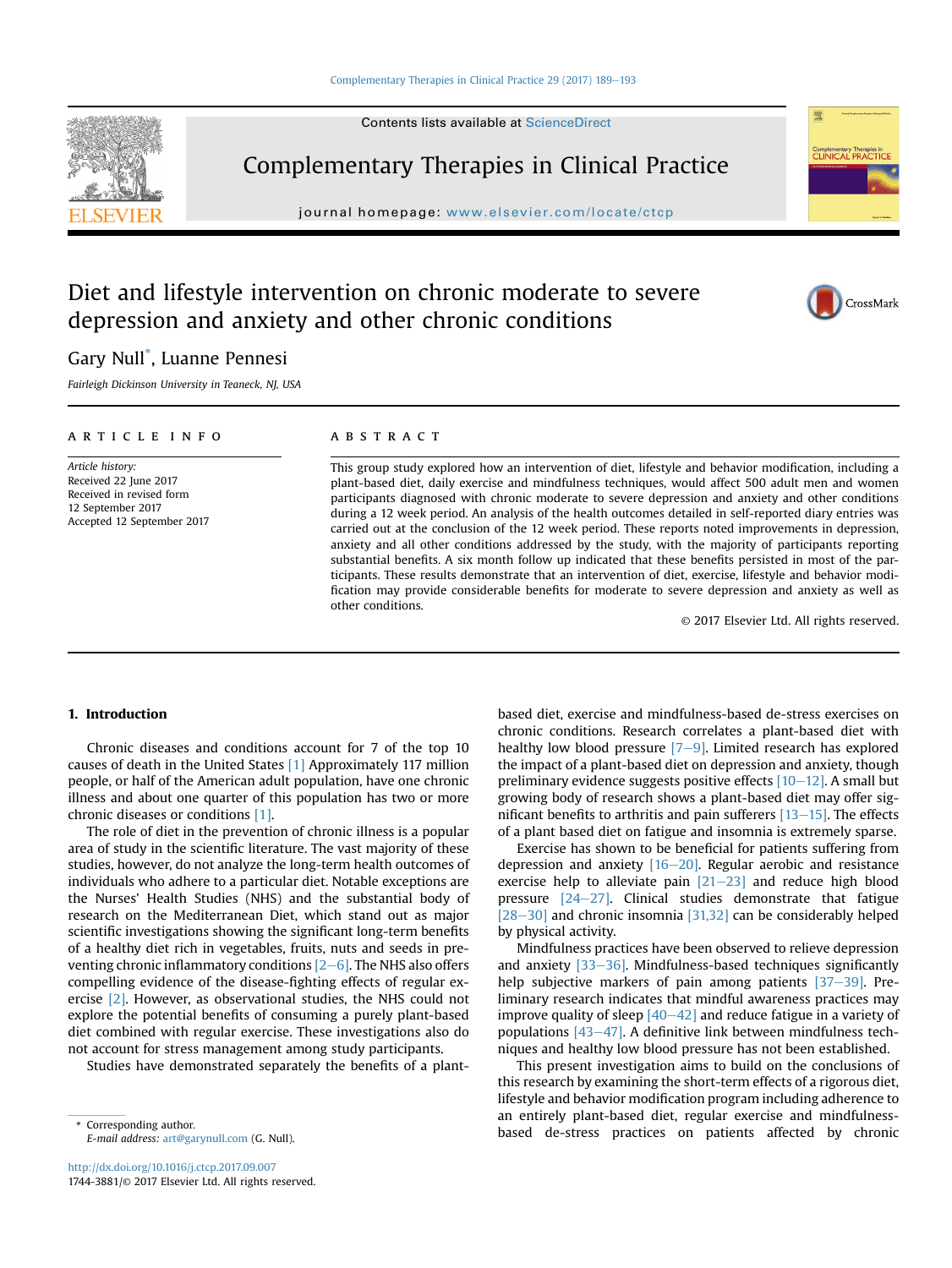Contents lists available at ScienceDirect

Complementary Therapies in Clinical Practice

journal homepage: www.elsevier.com/locate/ctcp

# Diet and lifestyle intervention on chronic moderate to severe depression and anxiety and other chronic conditions

Gary Null*, Luanne Pennesi

*Fairleigh Dickinson University in Teaneck, NJ, USA*

**ARTICLE INFO**

*Article history:*
Received 22 June 2017
Received in revised form
12 September 2017
Accepted 12 September 2017

**ABSTRACT**

This group study explored how an intervention of diet, lifestyle and behavior modification, including a plant-based diet, daily exercise and mindfulness techniques, would affect 500 adult men and women participants diagnosed with chronic moderate to severe depression and anxiety and other conditions during a 12 week period. An analysis of the health outcomes detailed in self-reported diary entries was carried out at the conclusion of the 12 week period. These reports noted improvements in depression, anxiety and all other conditions addressed by the study, with the majority of participants reporting substantial benefits. A six month follow up indicated that these benefits persisted in most of the participants. These results demonstrate that an intervention of diet, exercise, lifestyle and behavior modification may provide considerable benefits for moderate to severe depression and anxiety as well as other conditions.

© 2017 Elsevier Ltd. All rights reserved.

## 1. Introduction

Chronic diseases and conditions account for 7 of the top 10 causes of death in the United States [1] Approximately 117 million people, or half of the American adult population, have one chronic illness and about one quarter of this population has two or more chronic diseases or conditions [1].

The role of diet in the prevention of chronic illness is a popular area of study in the scientific literature. The vast majority of these studies, however, do not analyze the long-term health outcomes of individuals who adhere to a particular diet. Notable exceptions are the Nurses' Health Studies (NHS) and the substantial body of research on the Mediterranean Diet, which stand out as major scientific investigations showing the significant long-term benefits of a healthy diet rich in vegetables, fruits, nuts and seeds in preventing chronic inflammatory conditions [2–6]. The NHS also offers compelling evidence of the disease-fighting effects of regular exercise [2]. However, as observational studies, the NHS could not explore the potential benefits of consuming a purely plant-based diet combined with regular exercise. These investigations also do not account for stress management among study participants.

Studies have demonstrated separately the benefits of a plant-based diet, exercise and mindfulness-based de-stress exercises on chronic conditions. Research correlates a plant-based diet with healthy low blood pressure [7–9]. Limited research has explored the impact of a plant-based diet on depression and anxiety, though preliminary evidence suggests positive effects [10–12]. A small but growing body of research shows a plant-based diet may offer significant benefits to arthritis and pain sufferers [13–15]. The effects of a plant based diet on fatigue and insomnia is extremely sparse.

Exercise has shown to be beneficial for patients suffering from depression and anxiety [16–20]. Regular aerobic and resistance exercise help to alleviate pain [21–23] and reduce high blood pressure [24–27]. Clinical studies demonstrate that fatigue [28–30] and chronic insomnia [31,32] can be considerably helped by physical activity.

Mindfulness practices have been observed to relieve depression and anxiety [33–36]. Mindfulness-based techniques significantly help subjective markers of pain among patients [37–39]. Preliminary research indicates that mindful awareness practices may improve quality of sleep [40–42] and reduce fatigue in a variety of populations [43–47]. A definitive link between mindfulness techniques and healthy low blood pressure has not been established.

This present investigation aims to build on the conclusions of this research by examining the short-term effects of a rigorous diet, lifestyle and behavior modification program including adherence to an entirely plant-based diet, regular exercise and mindfulness-based de-stress practices on patients affected by chronic

* Corresponding author.
E-mail address: art@garynull.com (G. Null).

http://dx.doi.org/10.1016/j.ctcp.2017.09.007
1744-3881/© 2017 Elsevier Ltd. All rights reserved.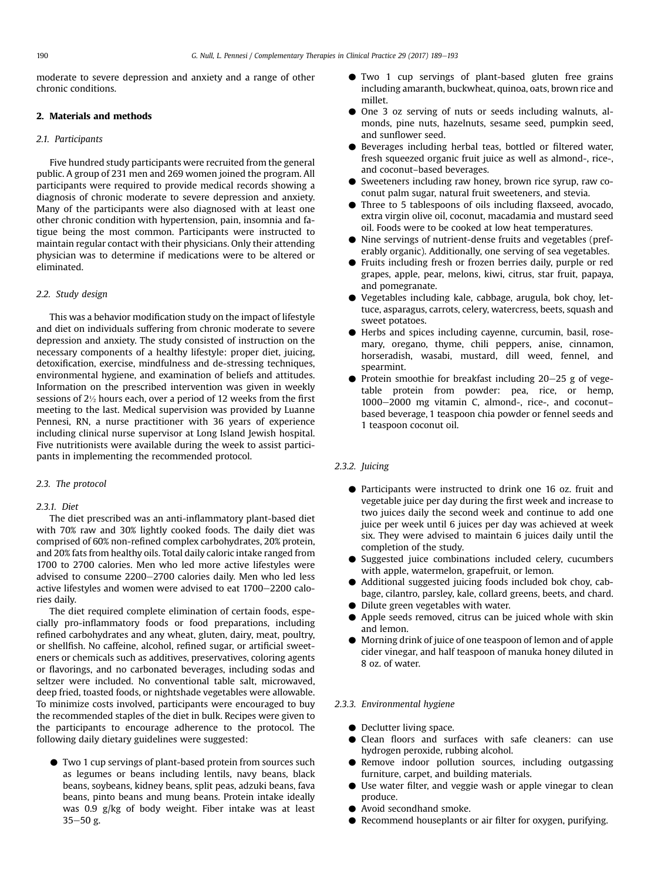moderate to severe depression and anxiety and a range of other chronic conditions.

## 2. Materials and methods

### 2.1. Participants

Five hundred study participants were recruited from the general public. A group of 231 men and 269 women joined the program. All participants were required to provide medical records showing a diagnosis of chronic moderate to severe depression and anxiety. Many of the participants were also diagnosed with at least one other chronic condition with hypertension, pain, insomnia and fatigue being the most common. Participants were instructed to maintain regular contact with their physicians. Only their attending physician was to determine if medications were to be altered or eliminated.

### 2.2. Study design

This was a behavior modification study on the impact of lifestyle and diet on individuals suffering from chronic moderate to severe depression and anxiety. The study consisted of instruction on the necessary components of a healthy lifestyle: proper diet, juicing, detoxification, exercise, mindfulness and de-stressing techniques, environmental hygiene, and examination of beliefs and attitudes. Information on the prescribed intervention was given in weekly sessions of 2½ hours each, over a period of 12 weeks from the first meeting to the last. Medical supervision was provided by Luanne Pennesi, RN, a nurse practitioner with 36 years of experience including clinical nurse supervisor at Long Island Jewish hospital. Five nutritionists were available during the week to assist participants in implementing the recommended protocol.

### 2.3. The protocol

#### 2.3.1. Diet

The diet prescribed was an anti-inflammatory plant-based diet with 70% raw and 30% lightly cooked foods. The daily diet was comprised of 60% non-refined complex carbohydrates, 20% protein, and 20% fats from healthy oils. Total daily caloric intake ranged from 1700 to 2700 calories. Men who led more active lifestyles were advised to consume 2200–2700 calories daily. Men who led less active lifestyles and women were advised to eat 1700–2200 calories daily.

The diet required complete elimination of certain foods, especially pro-inflammatory foods or food preparations, including refined carbohydrates and any wheat, gluten, dairy, meat, poultry, or shellfish. No caffeine, alcohol, refined sugar, or artificial sweeteners or chemicals such as additives, preservatives, coloring agents or flavorings, and no carbonated beverages, including sodas and seltzer were included. No conventional table salt, microwaved, deep fried, toasted foods, or nightshade vegetables were allowable. To minimize costs involved, participants were encouraged to buy the recommended staples of the diet in bulk. Recipes were given to the participants to encourage adherence to the protocol. The following daily dietary guidelines were suggested:

- Two 1 cup servings of plant-based protein from sources such as legumes or beans including lentils, navy beans, black beans, soybeans, kidney beans, split peas, adzuki beans, fava beans, pinto beans and mung beans. Protein intake ideally was 0.9 g/kg of body weight. Fiber intake was at least 35–50 g.
- Two 1 cup servings of plant-based gluten free grains including amaranth, buckwheat, quinoa, oats, brown rice and millet.
- One 3 oz serving of nuts or seeds including walnuts, almonds, pine nuts, hazelnuts, sesame seed, pumpkin seed, and sunflower seed.
- Beverages including herbal teas, bottled or filtered water, fresh squeezed organic fruit juice as well as almond-, rice-, and coconut–based beverages.
- Sweeteners including raw honey, brown rice syrup, raw coconut palm sugar, natural fruit sweeteners, and stevia.
- Three to 5 tablespoons of oils including flaxseed, avocado, extra virgin olive oil, coconut, macadamia and mustard seed oil. Foods were to be cooked at low heat temperatures.
- Nine servings of nutrient-dense fruits and vegetables (preferably organic). Additionally, one serving of sea vegetables.
- Fruits including fresh or frozen berries daily, purple or red grapes, apple, pear, melons, kiwi, citrus, star fruit, papaya, and pomegranate.
- Vegetables including kale, cabbage, arugula, bok choy, lettuce, asparagus, carrots, celery, watercress, beets, squash and sweet potatoes.
- Herbs and spices including cayenne, curcumin, basil, rosemary, oregano, thyme, chili peppers, anise, cinnamon, horseradish, wasabi, mustard, dill weed, fennel, and spearmint.
- Protein smoothie for breakfast including 20–25 g of vegetable protein from powder: pea, rice, or hemp, 1000–2000 mg vitamin C, almond-, rice-, and coconut–based beverage, 1 teaspoon chia powder or fennel seeds and 1 teaspoon coconut oil.

#### 2.3.2. Juicing

- Participants were instructed to drink one 16 oz. fruit and vegetable juice per day during the first week and increase to two juices daily the second week and continue to add one juice per week until 6 juices per day was achieved at week six. They were advised to maintain 6 juices daily until the completion of the study.
- Suggested juice combinations included celery, cucumbers with apple, watermelon, grapefruit, or lemon.
- Additional suggested juicing foods included bok choy, cabbage, cilantro, parsley, kale, collard greens, beets, and chard.
- Dilute green vegetables with water.
- Apple seeds removed, citrus can be juiced whole with skin and lemon.
- Morning drink of juice of one teaspoon of lemon and of apple cider vinegar, and half teaspoon of manuka honey diluted in 8 oz. of water.

#### 2.3.3. Environmental hygiene

- Declutter living space.
- Clean floors and surfaces with safe cleaners: can use hydrogen peroxide, rubbing alcohol.
- Remove indoor pollution sources, including outgassing furniture, carpet, and building materials.
- Use water filter, and veggie wash or apple vinegar to clean produce.
- Avoid secondhand smoke.
- Recommend houseplants or air filter for oxygen, purifying.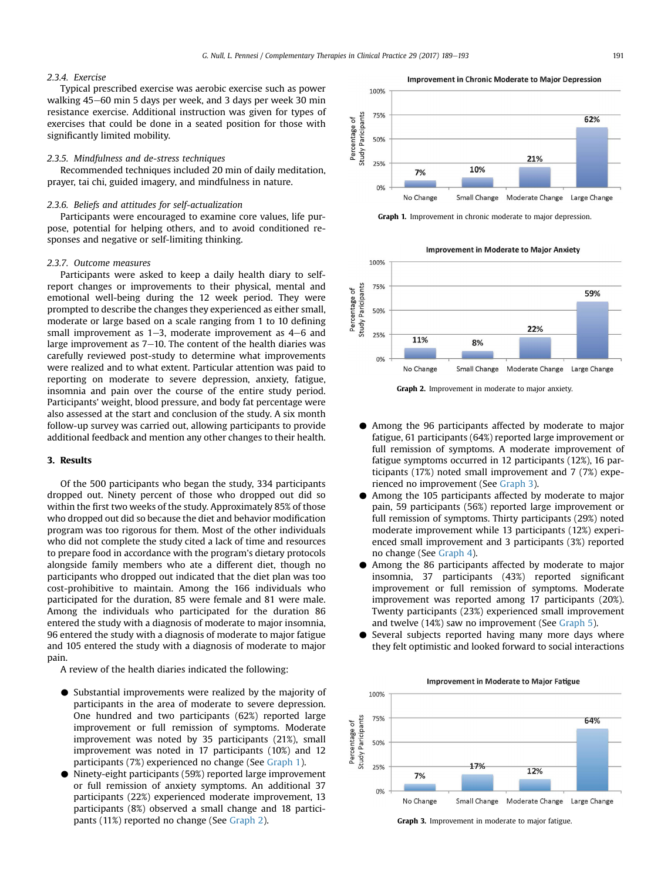#### 2.3.4. Exercise

Typical prescribed exercise was aerobic exercise such as power walking 45–60 min 5 days per week, and 3 days per week 30 min resistance exercise. Additional instruction was given for types of exercises that could be done in a seated position for those with significantly limited mobility.

#### 2.3.5. Mindfulness and de-stress techniques

Recommended techniques included 20 min of daily meditation, prayer, tai chi, guided imagery, and mindfulness in nature.

#### 2.3.6. Beliefs and attitudes for self-actualization

Participants were encouraged to examine core values, life purpose, potential for helping others, and to avoid conditioned responses and negative or self-limiting thinking.

#### 2.3.7. Outcome measures

Participants were asked to keep a daily health diary to self-report changes or improvements to their physical, mental and emotional well-being during the 12 week period. They were prompted to describe the changes they experienced as either small, moderate or large based on a scale ranging from 1 to 10 defining small improvement as 1–3, moderate improvement as 4–6 and large improvement as 7–10. The content of the health diaries was carefully reviewed post-study to determine what improvements were realized and to what extent. Particular attention was paid to reporting on moderate to severe depression, anxiety, fatigue, insomnia and pain over the course of the entire study period. Participants' weight, blood pressure, and body fat percentage were also assessed at the start and conclusion of the study. A six month follow-up survey was carried out, allowing participants to provide additional feedback and mention any other changes to their health.

## 3. Results

Of the 500 participants who began the study, 334 participants dropped out. Ninety percent of those who dropped out did so within the first two weeks of the study. Approximately 85% of those who dropped out did so because the diet and behavior modification program was too rigorous for them. Most of the other individuals who did not complete the study cited a lack of time and resources to prepare food in accordance with the program's dietary protocols alongside family members who ate a different diet, though no participants who dropped out indicated that the diet plan was too cost-prohibitive to maintain. Among the 166 individuals who participated for the duration, 85 were female and 81 were male. Among the individuals who participated for the duration 86 entered the study with a diagnosis of moderate to major insomnia, 96 entered the study with a diagnosis of moderate to major fatigue and 105 entered the study with a diagnosis of moderate to major pain.

A review of the health diaries indicated the following:

- Substantial improvements were realized by the majority of participants in the area of moderate to severe depression. One hundred and two participants (62%) reported large improvement or full remission of symptoms. Moderate improvement was noted by 35 participants (21%), small improvement was noted in 17 participants (10%) and 12 participants (7%) experienced no change (See Graph 1).
- Ninety-eight participants (59%) reported large improvement or full remission of anxiety symptoms. An additional 37 participants (22%) experienced moderate improvement, 13 participants (8%) observed a small change and 18 participants (11%) reported no change (See Graph 2).

**Improvement in Chronic Moderate to Major Depression**

| | No Change | Small Change | Moderate Change | Large Change |
|---|---|---|---|---|
| Percentage of Study Participants | 7% | 10% | 21% | 62% |

**Graph 1.** Improvement in chronic moderate to major depression.

**Improvement in Moderate to Major Anxiety**

| | No Change | Small Change | Moderate Change | Large Change |
|---|---|---|---|---|
| Percentage of Study Participants | 11% | 8% | 22% | 59% |

**Graph 2.** Improvement in moderate to major anxiety.

- Among the 96 participants affected by moderate to major fatigue, 61 participants (64%) reported large improvement or full remission of symptoms. A moderate improvement of fatigue symptoms occurred in 12 participants (12%), 16 participants (17%) noted small improvement and 7 (7%) experienced no improvement (See Graph 3).
- Among the 105 participants affected by moderate to major pain, 59 participants (56%) reported large improvement or full remission of symptoms. Thirty participants (29%) noted moderate improvement while 13 participants (12%) experienced small improvement and 3 participants (3%) reported no change (See Graph 4).
- Among the 86 participants affected by moderate to major insomnia, 37 participants (43%) reported significant improvement or full remission of symptoms. Moderate improvement was reported among 17 participants (20%). Twenty participants (23%) experienced small improvement and twelve (14%) saw no improvement (See Graph 5).
- Several subjects reported having many more days where they felt optimistic and looked forward to social interactions

**Improvement in Moderate to Major Fatigue**

| | No Change | Small Change | Moderate Change | Large Change |
|---|---|---|---|---|
| Percentage of Study Participants | 7% | 17% | 12% | 64% |

**Graph 3.** Improvement in moderate to major fatigue.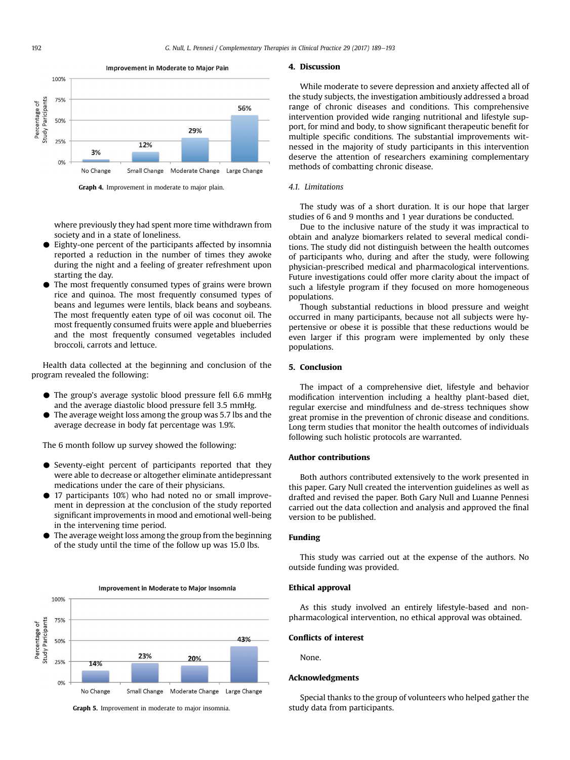Improvement in Moderate to Major Pain

| Change | Percentage of Study Participants |
|---|---|
| No Change | 3% |
| Small Change | 12% |
| Moderate Change | 29% |
| Large Change | 56% |

**Graph 4.** Improvement in moderate to major plain.

where previously they had spent more time withdrawn from society and in a state of loneliness.

- Eighty-one percent of the participants affected by insomnia reported a reduction in the number of times they awoke during the night and a feeling of greater refreshment upon starting the day.
- The most frequently consumed types of grains were brown rice and quinoa. The most frequently consumed types of beans and legumes were lentils, black beans and soybeans. The most frequently eaten type of oil was coconut oil. The most frequently consumed fruits were apple and blueberries and the most frequently consumed vegetables included broccoli, carrots and lettuce.

Health data collected at the beginning and conclusion of the program revealed the following:

- The group's average systolic blood pressure fell 6.6 mmHg and the average diastolic blood pressure fell 3.5 mmHg.
- The average weight loss among the group was 5.7 lbs and the average decrease in body fat percentage was 1.9%.

The 6 month follow up survey showed the following:

- Seventy-eight percent of participants reported that they were able to decrease or altogether eliminate antidepressant medications under the care of their physicians.
- 17 participants 10%) who had noted no or small improvement in depression at the conclusion of the study reported significant improvements in mood and emotional well-being in the intervening time period.
- The average weight loss among the group from the beginning of the study until the time of the follow up was 15.0 lbs.

Improvement in Moderate to Major Insomnia

| Change | Percentage of Study Participants |
|---|---|
| No Change | 14% |
| Small Change | 23% |
| Moderate Change | 20% |
| Large Change | 43% |

**Graph 5.** Improvement in moderate to major insomnia.

## 4. Discussion

While moderate to severe depression and anxiety affected all of the study subjects, the investigation ambitiously addressed a broad range of chronic diseases and conditions. This comprehensive intervention provided wide ranging nutritional and lifestyle support, for mind and body, to show significant therapeutic benefit for multiple specific conditions. The substantial improvements witnessed in the majority of study participants in this intervention deserve the attention of researchers examining complementary methods of combatting chronic disease.

### *4.1. Limitations*

The study was of a short duration. It is our hope that larger studies of 6 and 9 months and 1 year durations be conducted.

Due to the inclusive nature of the study it was impractical to obtain and analyze biomarkers related to several medical conditions. The study did not distinguish between the health outcomes of participants who, during and after the study, were following physician-prescribed medical and pharmacological interventions. Future investigations could offer more clarity about the impact of such a lifestyle program if they focused on more homogeneous populations.

Though substantial reductions in blood pressure and weight occurred in many participants, because not all subjects were hypertensive or obese it is possible that these reductions would be even larger if this program were implemented by only these populations.

## 5. Conclusion

The impact of a comprehensive diet, lifestyle and behavior modification intervention including a healthy plant-based diet, regular exercise and mindfulness and de-stress techniques show great promise in the prevention of chronic disease and conditions. Long term studies that monitor the health outcomes of individuals following such holistic protocols are warranted.

## Author contributions

Both authors contributed extensively to the work presented in this paper. Gary Null created the intervention guidelines as well as drafted and revised the paper. Both Gary Null and Luanne Pennesi carried out the data collection and analysis and approved the final version to be published.

## Funding

This study was carried out at the expense of the authors. No outside funding was provided.

## Ethical approval

As this study involved an entirely lifestyle-based and non-pharmacological intervention, no ethical approval was obtained.

## Conflicts of interest

None.

## Acknowledgments

Special thanks to the group of volunteers who helped gather the study data from participants.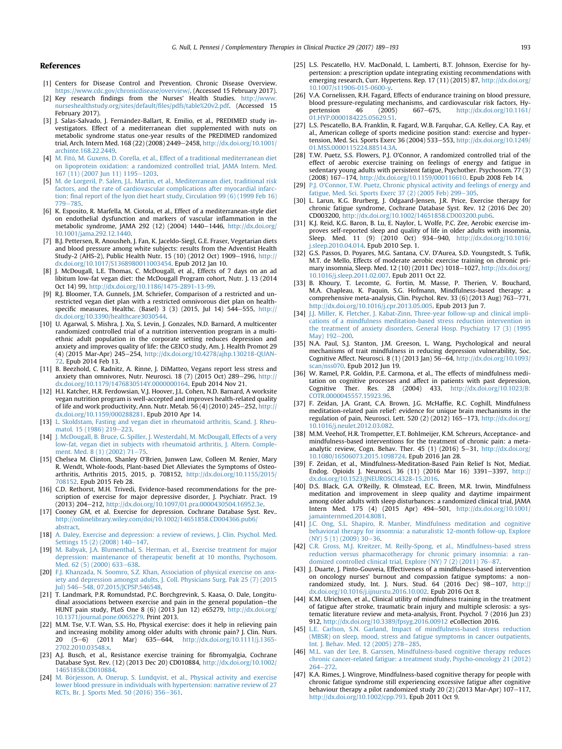## References

[1] Centers for Disease Control and Prevention. Chronic Disease Overview. https://www.cdc.gov/chronicdisease/overview/. (Accessed 15 February 2017).

[2] Key research findings from the Nurses' Health Studies. http://www.nurseshealthstudy.org/sites/default/files/pdfs/table%20v2.pdf. (Accessed 15 February 2017).

[3] J. Salas-Salvado, J. Fernández-Ballart, R. Emilio, et al., PREDIMED study investigators. Effect of a mediterranean diet supplemented with nuts on metabolic syndrome status one-year results of the PREDIMED randomized trial, Arch. Intern Med. 168 (22) (2008) 2449–2458, http://dx.doi.org/10.1001/archinte.168.22.2449.

[4] M. Fitó, M. Guxens, D. Corella, et al., Effect of a traditional mediterranean diet on lipoprotein oxidation: a randomized controlled trial, JAMA Intern. Med. 167 (11) (2007 Jun 11) 1195–1203.

[5] M. de Lorgeril, P. Salen, J.L. Martin, et al., Mediterranean diet, traditional risk factors, and the rate of cardiovascular complications after myocardial infarction: final report of the lyon diet heart study, Circulation 99 (6) (1999 Feb 16) 779–785.

[6] K. Esposito, R. Marfella, M. Ciotola, et al., Effect of a mediterranean-style diet on endothelial dysfunction and markers of vascular inflammation in the metabolic syndrome, JAMA 292 (12) (2004) 1440–1446, http://dx.doi.org/10.1001/jama.292.12.1440.

[7] B.J. Pettersen, R. Anousheh, J. Fan, K. Jaceldo-Siegl, G.E. Fraser, Vegetarian diets and blood pressure among white subjects: results from the Adventist Health Study-2 (AHS-2), Public Health Nutr. 15 (10) (2012 Oct) 1909–1916, http://dx.doi.org/10.1017/S1368980011003454. Epub 2012 Jan 10.

[8] J. McDougall, L.E. Thomas, C. McDougall, et al., Effects of 7 days on an ad libitum low-fat vegan diet: the McDougall Program cohort, Nutr. J. 13 (2014 Oct 14) 99, http://dx.doi.org/10.1186/1475-2891-13-99.

[9] R.J. Bloomer, T.A. Gunnels, J.M. Schriefer, Comparison of a restricted and unrestricted vegan diet plan with a restricted omnivorous diet plan on health-specific measures, Healthc. (Basel) 3 (3) (2015, Jul 14) 544–555, http://dx.doi.org/10.3390/healthcare3030544.

[10] U. Agarwal, S. Mishra, J. Xu, S. Levin, J. Gonzales, N.D. Barnard, A multicenter randomized controlled trial of a nutrition intervention program in a multiethnic adult population in the corporate setting reduces depression and anxiety and improves quality of life: the GEICO study, Am. J. Health Promot 29 (4) (2015 Mar-Apr) 245–254, http://dx.doi.org/10.4278/ajhp.130218-QUAN-72. Epub 2014 Feb 13.

[11] B. Beezhold, C. Radnitz, A. Rinne, J. DiMatteo, Vegans report less stress and anxiety than omnivores, Nutr. Neurosci. 18 (7) (2015 Oct) 289–296, http://dx.doi.org/10.1179/1476830514Y.0000000164. Epub 2014 Nov 21.

[12] H.I. Katcher, H.R. Ferdowsian, V.J. Hoover, J.L. Cohen, N.D. Barnard, A worksite vegan nutrition program is well-accepted and improves health-related quality of life and work productivity, Ann. Nutr. Metab. 56 (4) (2010) 245–252, http://dx.doi.org/10.1159/000288281. Epub 2010 Apr 14.

[13] L. Skoldstam, Fasting and vegan diet in rheumatoid arthritis, Scand. J. Rheumatol. 15 (1986) 219–223.

[14] J. McDougall, B. Bruce, G. Spiller, J. Westerdahl, M. McDougall, Effects of a very low-fat, vegan diet in subjects with rheumatoid arthritis, J. Altern. Complement. Med. 8 (1) (2002) 71–75.

[15] Chelsea M. Clinton, Shanley O'Brien, Junwen Law, Colleen M. Renier, Mary R. Wendt, Whole-foods, Plant-based Diet Alleviates the Symptoms of Osteoarthritis, Arthritis 2015, 2015, p. 708152, http://dx.doi.org/10.1155/2015/708152. Epub 2015 Feb 28.

[16] C.D. Rethorst, M.H. Trivedi, Evidence-based recommendations for the prescription of exercise for major depressive disorder, J. Psychiatr. Pract. 19 (2013) 204–212, http://dx.doi.org/10.1097/01.pra.0000430504.16952.3e.

[17] Cooney GM, et al. Exercise for depression. Cochrane Database Syst. Rev.. http://onlinelibrary.wiley.com/doi/10.1002/14651858.CD004366.pub6/abstract.

[18] A. Daley, Exercise and depression: a review of reviews, J. Clin. Psychol. Med. Settings 15 (2) (2008) 140–147.

[19] M. Babyak, J.A. Blumenthal, S. Herman, et al., Exercise treatment for major depression: maintenance of therapeutic benefit at 10 months, Psychosom. Med. 62 (5) (2000) 633–638.

[20] F.J. Khanzada, N. Soomro, S.Z. Khan, Association of physical exercise on anxiety and depression amongst adults, J. Coll. Physicians Surg. Pak 25 (7) (2015 Jul) 546–548, 07.2015/JCPSP.546548.

[21] T. Landmark, P.R. Romundstad, P.C. Borchgrevink, S. Kaasa, O. Dale, Longitudinal associations between exercise and pain in the general population—the HUNT pain study, PLoS One 8 (6) (2013 Jun 12) e65279, http://dx.doi.org/10.1371/journal.pone.0065279. Print 2013.

[22] M.M. Tse, V.T. Wan, S.S. Ho, Physical exercise: does it help in relieving pain and increasing mobility among older adults with chronic pain? J. Clin. Nurs. 20 (5–6) (2011 Mar) 635–644, http://dx.doi.org/10.1111/j.1365-2702.2010.03548.x.

[23] A.J. Busch, et al., Resistance exercise training for fibromyalgia, Cochrane Database Syst. Rev. (12) (2013 Dec 20) CD010884, http://dx.doi.org/10.1002/14651858.CD010884.

[24] M. Börjesson, A. Onerup, S. Lundqvist, et al., Physical activity and exercise lower blood pressure in individuals with hypertension: narrative review of 27 RCTs, Br. J. Sports Med. 50 (2016) 356–361.

[25] L.S. Pescatello, H.V. MacDonald, L. Lamberti, B.T. Johnson, Exercise for hypertension: a prescription update integrating existing recommendations with emerging research, Curr. Hypertens. Rep. 17 (11) (2015) 87, http://dx.doi.org/10.1007/s11906-015-0600-y.

[26] V.A. Cornelissen, R.H. Fagard, Effects of endurance training on blood pressure, blood pressure-regulating mechanisms, and cardiovascular risk factors, Hypertension 46 (2005) 667–675, http://dx.doi.org/10.1161/01.HYP.0000184225.05629.51.

[27] L.S. Pescatello, B.A. Franklin, R. Fagard, W.B. Farquhar, G.A. Kelley, C.A. Ray, et al., American college of sports medicine position stand: exercise and hypertension, Med. Sci. Sports Exerc 36 (2004) 533–553, http://dx.doi.org/10.1249/01.MSS.0000115224.88514.3A.

[28] T.W. Puetz, S.S. Flowers, P.J. O'Connor, A randomized controlled trial of the effect of aerobic exercise training on feelings of energy and fatigue in sedentary young adults with persistent fatigue, Psychother. Psychosom. 77 (3) (2008) 167–174, http://dx.doi.org/10.1159/000116610. Epub 2008 Feb 14.

[29] P.J. O'Connor, T.W. Puetz, Chronic physical activity and feelings of energy and fatigue, Med. Sci. Sports Exerc 37 (2) (2005 Feb) 299–305.

[30] L. Larun, K.G. Brurberg, J. Odgaard-Jensen, J.R. Price, Exercise therapy for chronic fatigue syndrome, Cochrane Database Syst. Rev. 12 (2016 Dec 20) CD003200, http://dx.doi.org/10.1002/14651858.CD003200.pub6.

[31] K.J. Reid, K.G. Baron, B. Lu, E. Naylor, L. Wolfe, P.C. Zee, Aerobic exercise improves self-reported sleep and quality of life in older adults with insomnia, Sleep. Med. 11 (9) (2010 Oct) 934–940, http://dx.doi.org/10.1016/j.sleep.2010.04.014. Epub 2010 Sep. 1.

[32] G.S. Passos, D. Poyares, M.G. Santana, C.V. D'Aurea, S.D. Youngstedt, S. Tufik, M.T. de Mello, Effects of moderate aerobic exercise training on chronic primary insomnia, Sleep. Med. 12 (10) (2011 Dec) 1018–1027, http://dx.doi.org/10.1016/j.sleep.2011.02.007. Epub 2011 Oct 22.

[33] B. Khoury, T. Lecomte, G. Fortin, M. Masse, P. Therien, V. Bouchard, M.A. Chapleau, K. Paquin, S.G. Hofmann, Mindfulness-based therapy: a comprehensive meta-analysis, Clin. Psychol. Rev. 33 (6) (2013 Aug) 763–771, http://dx.doi.org/10.1016/j.cpr.2013.05.005. Epub 2013 Jun 7.

[34] J.J. Miller, K. Fletcher, J. Kabat-Zinn, Three-year follow-up and clinical implications of a mindfulness meditation-based stress reduction intervention in the treatment of anxiety disorders, General Hosp. Psychiatry 17 (3) (1995 May) 192–200.

[35] N.A. Paul, S.J. Stanton, J.M. Greeson, L. Wang, Psychological and neural mechanisms of trait mindfulness in reducing depression vulnerability, Soc. Cognitive Affect. Neurosci. 8 (1) (2013 Jan) 56–64, http://dx.doi.org/10.1093/scan/nss070. Epub 2012 Jun 19.

[36] W. Ramel, P.R. Goldin, P.E. Carmona, et al., The effects of mindfulness meditation on cognitive processes and affect in patients with past depression, Cognitive Ther. Res. 28 (2004) 433, http://dx.doi.org/10.1023/B:COTR.0000045557.15923.96.

[37] F. Zeidan, J.A. Grant, C.A. Brown, J.G. McHaffie, R.C. Coghill, Mindfulness meditation-related pain relief: evidence for unique brain mechanisms in the regulation of pain, Neurosci. Lett. 520 (2) (2012) 165–173, http://dx.doi.org/10.1016/j.neulet.2012.03.082.

[38] M.M. Veehof, H.R. Trompetter, E.T. Bohlmeijer, K.M. Schreurs, Acceptance- and mindfulness-based interventions for the treatment of chronic pain: a meta-analytic review, Cogn. Behav. Ther. 45 (1) (2016) 5–31, http://dx.doi.org/10.1080/16506073.2015.1098724. Epub 2016 Jan 28.

[39] F. Zeidan, et al., Mindfulness-Meditation-Based Pain Relief Is Not, Mediat. Endog. Opioids J. Neurosci. 36 (11) (2016 Mar 16) 3391–3397, http://dx.doi.org/10.1523/JNEUROSCI.4328-15.2016.

[40] D.S. Black, G.A. O'Reilly, R. Olmstead, E.C. Breen, M.R. Irwin, Mindfulness meditation and improvement in sleep quality and daytime impairment among older adults with sleep disturbances: a randomized clinical trial, JAMA Intern Med. 175 (4) (2015 Apr) 494–501, http://dx.doi.org/10.1001/jamainternmed.2014.8081.

[41] J.C. Ong, S.L. Shapiro, R. Manber, Mindfulness meditation and cognitive behavioral therapy for insomnia: a naturalistic 12-month follow-up, Explore (NY) 5 (1) (2009) 30–36.

[42] C.R. Gross, M.J. Kreitzer, M. Reilly-Spong, et al., Mindfulness-based stress reduction versus pharmacotherapy for chronic primary insomnia: a randomized controlled clinical trial, Explore (NY) 7 (2) (2011) 76–87.

[43] J. Duarte, J. Pinto-Gouveia, Effectiveness of a mindfulness-based intervention on oncology nurses' burnout and compassion fatigue symptoms: a non-randomized study, Int. J. Nurs. Stud. 64 (2016 Dec) 98–107, http://dx.doi.org/10.1016/j.ijnurstu.2016.10.002. Epub 2016 Oct 8.

[44] K.M. Ulrichsen, et al., Clinical utility of mindfulness training in the treatment of fatigue after stroke, traumatic brain injury and multiple sclerosis: a systematic literature review and meta-analysis, Front. Psychol. 7 (2016 Jun 23) 912, http://dx.doi.org/10.3389/fpsyg.2016.00912 eCollection 2016.

[45] L.E. Carlson, S.N. Garland, Impact of mindfulness-based stress reduction (MBSR) on sleep, mood, stress and fatigue symptoms in cancer outpatients, Int. J. Behav. Med. 12 (2005) 278–285.

[46] M.L. van der Lee, B. Garssen, Mindfulness-based cognitive therapy reduces chronic cancer-related fatigue: a treatment study, Psycho-oncology 21 (2012) 264–272.

[47] K.A. Rimes, J. Wingrove, Mindfulness-based cognitive therapy for people with chronic fatigue syndrome still experiencing excessive fatigue after cognitive behaviour therapy a pilot randomized study 20 (2) (2013 Mar-Apr) 107–117, http://dx.doi.org/10.1002/cpp.793. Epub 2011 Oct 9.